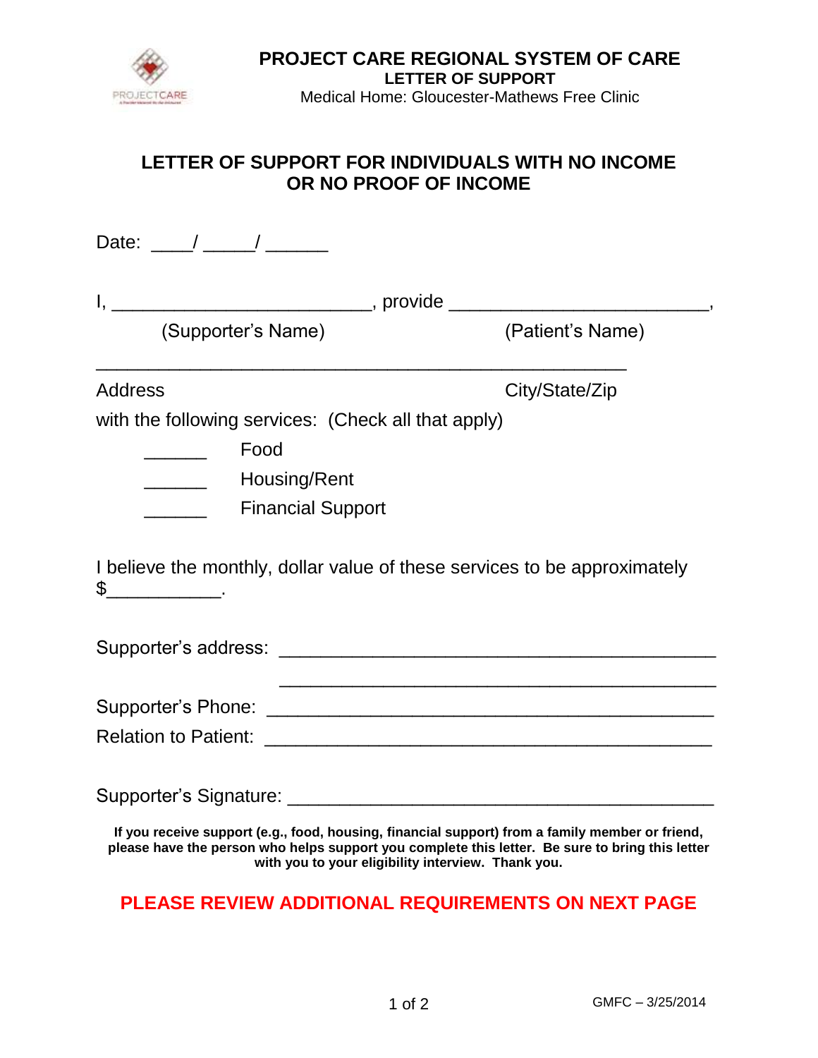# PROJECT CARE REGIONAL SYSTEM OF CARE

**LETTER OF SUPPORT**

Medical Home: Gloucester-Mathews Free Clinic

## LETTER OF SUPPORT FOR INDIVIDUALS WITH NO INCOME OR NO PROOF OF INCOME

Date: ____/ _____/ ______

I, _________________________, provide _________________________,
(Supporter's Name) (Patient's Name)

____________________________________________________
Address City/State/Zip

with the following services: (Check all that apply)

- ______ Food
- ______ Housing/Rent
- ______ Financial Support

I believe the monthly, dollar value of these services to be approximately $___________.

Supporter's address: ____________________________________________

____________________________________________

Supporter's Phone: ____________________________________________

Relation to Patient: ____________________________________________

Supporter's Signature: __________________________________________

**If you receive support (e.g., food, housing, financial support) from a family member or friend, please have the person who helps support you complete this letter. Be sure to bring this letter with you to your eligibility interview. Thank you.**

**PLEASE REVIEW ADDITIONAL REQUIREMENTS ON NEXT PAGE**

GMFC – 3/25/2014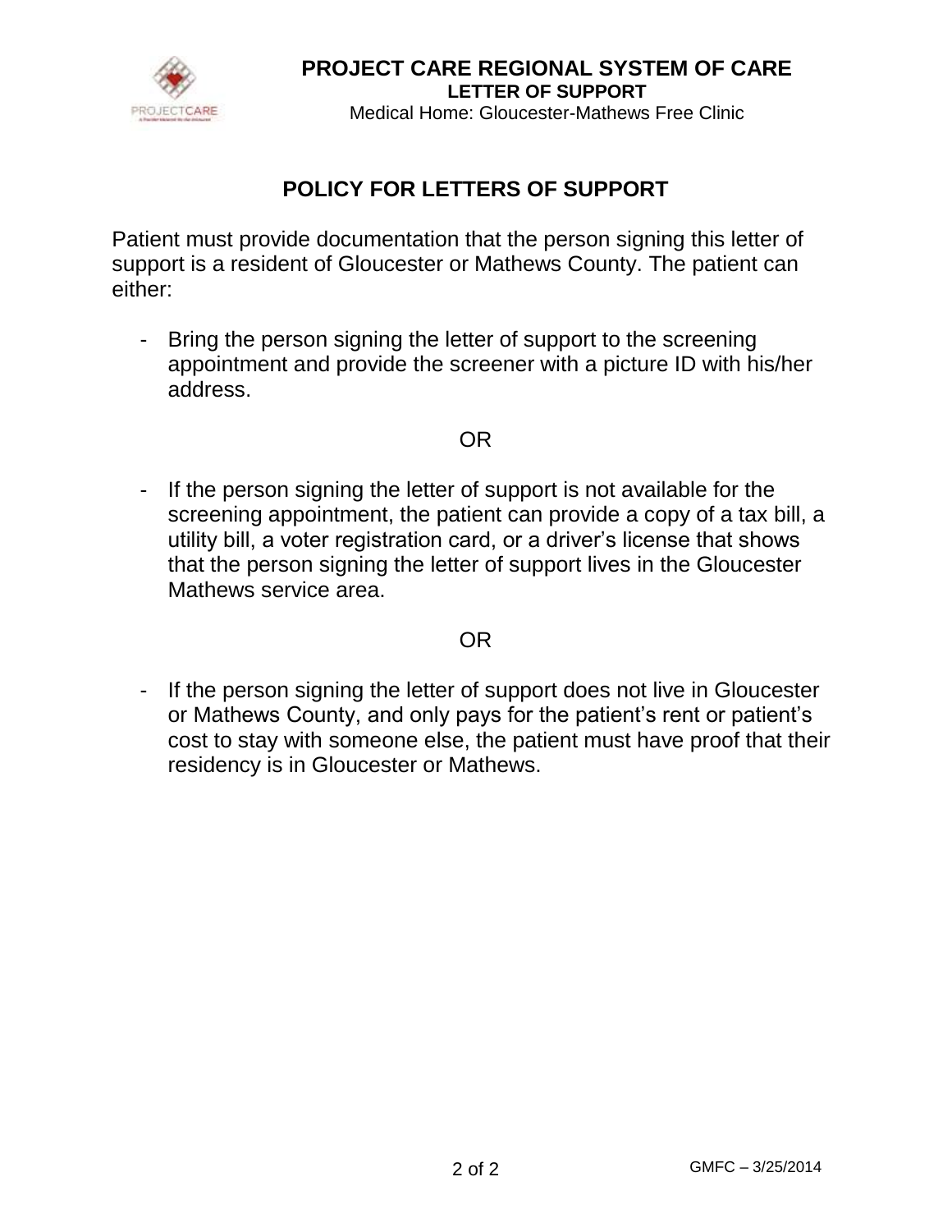# POLICY FOR LETTERS OF SUPPORT

Patient must provide documentation that the person signing this letter of support is a resident of Gloucester or Mathews County. The patient can either:

- Bring the person signing the letter of support to the screening appointment and provide the screener with a picture ID with his/her address.

OR

- If the person signing the letter of support is not available for the screening appointment, the patient can provide a copy of a tax bill, a utility bill, a voter registration card, or a driver's license that shows that the person signing the letter of support lives in the Gloucester Mathews service area.

OR

- If the person signing the letter of support does not live in Gloucester or Mathews County, and only pays for the patient's rent or patient's cost to stay with someone else, the patient must have proof that their residency is in Gloucester or Mathews.